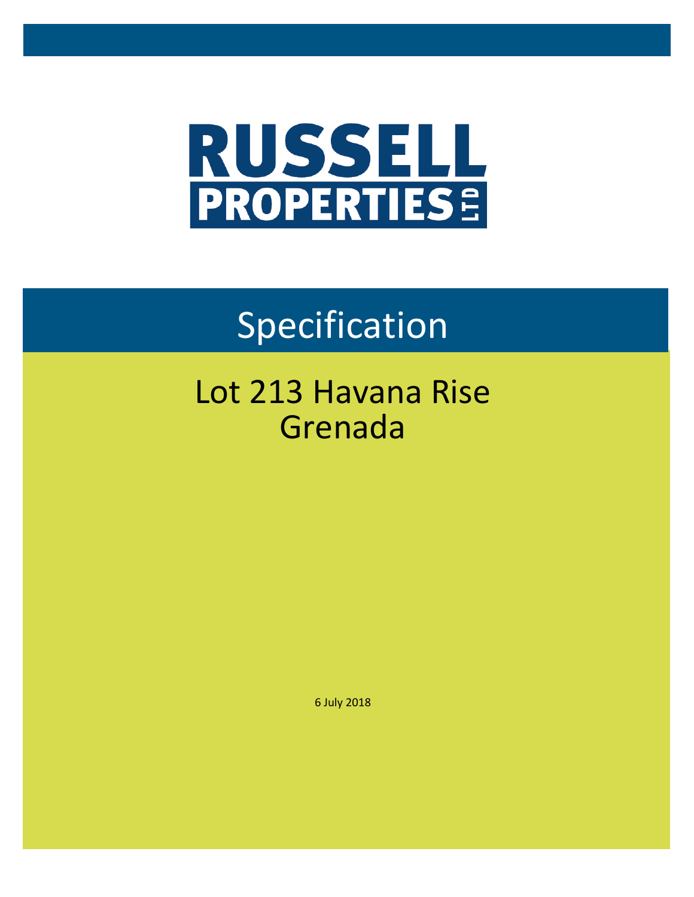RUSSELL PROPERTIES LTD

# Specification

## Lot 213 Havana Rise
## Grenada

6 July 2018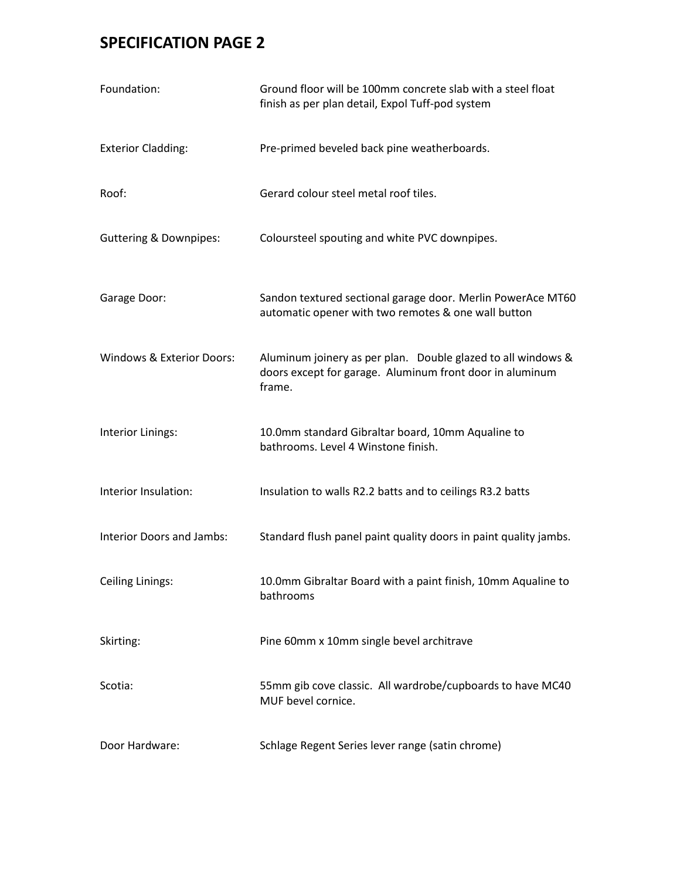# SPECIFICATION PAGE 2

| | |
|---|---|
| Foundation: | Ground floor will be 100mm concrete slab with a steel float finish as per plan detail, Expol Tuff-pod system |
| Exterior Cladding: | Pre-primed beveled back pine weatherboards. |
| Roof: | Gerard colour steel metal roof tiles. |
| Guttering & Downpipes: | Coloursteel spouting and white PVC downpipes. |
| Garage Door: | Sandon textured sectional garage door. Merlin PowerAce MT60 automatic opener with two remotes & one wall button |
| Windows & Exterior Doors: | Aluminum joinery as per plan. Double glazed to all windows & doors except for garage. Aluminum front door in aluminum frame. |
| Interior Linings: | 10.0mm standard Gibraltar board, 10mm Aqualine to bathrooms. Level 4 Winstone finish. |
| Interior Insulation: | Insulation to walls R2.2 batts and to ceilings R3.2 batts |
| Interior Doors and Jambs: | Standard flush panel paint quality doors in paint quality jambs. |
| Ceiling Linings: | 10.0mm Gibraltar Board with a paint finish, 10mm Aqualine to bathrooms |
| Skirting: | Pine 60mm x 10mm single bevel architrave |
| Scotia: | 55mm gib cove classic. All wardrobe/cupboards to have MC40 MUF bevel cornice. |
| Door Hardware: | Schlage Regent Series lever range (satin chrome) |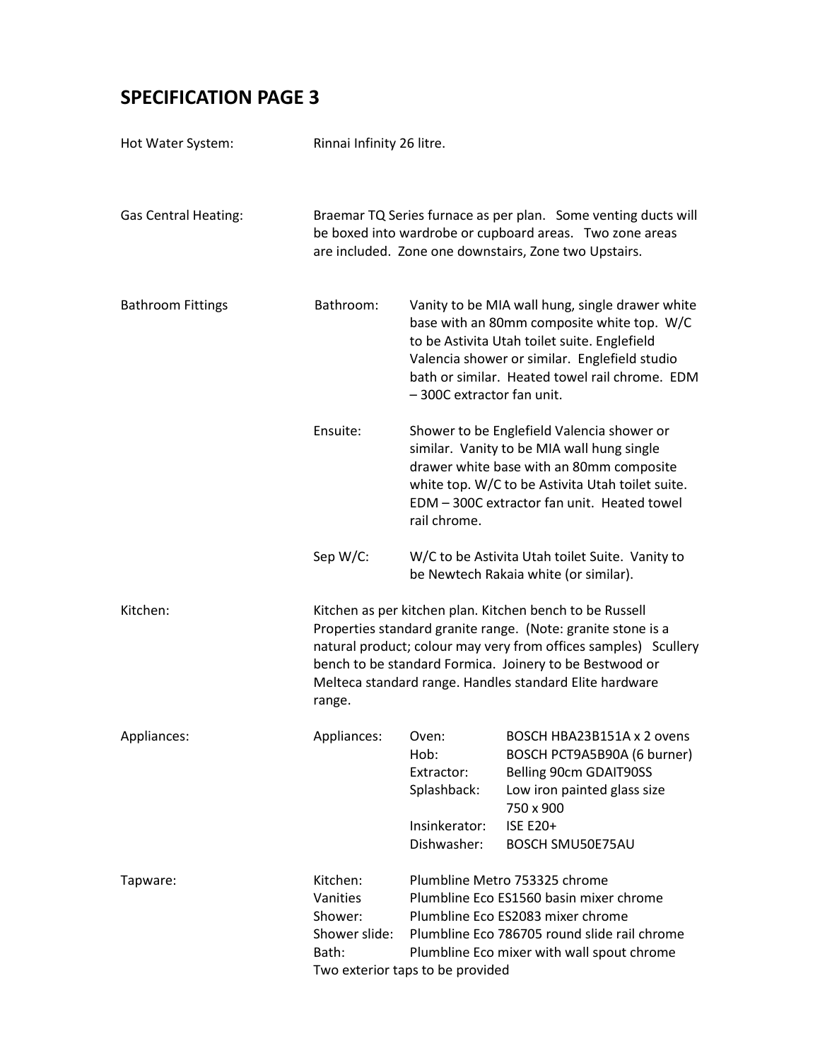# SPECIFICATION PAGE 3

| | | | |
|---|---|---|---|
| Hot Water System: | Rinnai Infinity 26 litre. | | |
| Gas Central Heating: | Braemar TQ Series furnace as per plan. Some venting ducts will be boxed into wardrobe or cupboard areas. Two zone areas are included. Zone one downstairs, Zone two Upstairs. | | |
| Bathroom Fittings | Bathroom: | Vanity to be MIA wall hung, single drawer white base with an 80mm composite white top. W/C to be Astivita Utah toilet suite. Englefield Valencia shower or similar. Englefield studio bath or similar. Heated towel rail chrome. EDM – 300C extractor fan unit. | |
| | Ensuite: | Shower to be Englefield Valencia shower or similar. Vanity to be MIA wall hung single drawer white base with an 80mm composite white top. W/C to be Astivita Utah toilet suite. EDM – 300C extractor fan unit. Heated towel rail chrome. | |
| | Sep W/C: | W/C to be Astivita Utah toilet Suite. Vanity to be Newtech Rakaia white (or similar). | |
| Kitchen: | Kitchen as per kitchen plan. Kitchen bench to be Russell Properties standard granite range. (Note: granite stone is a natural product; colour may very from offices samples) Scullery bench to be standard Formica. Joinery to be Bestwood or Melteca standard range. Handles standard Elite hardware range. | | |
| Appliances: | Appliances: | Oven: | BOSCH HBA23B151A x 2 ovens |
| | | Hob: | BOSCH PCT9A5B90A (6 burner) |
| | | Extractor: | Belling 90cm GDAIT90SS |
| | | Splashback: | Low iron painted glass size 750 x 900 |
| | | Insinkerator: | ISE E20+ |
| | | Dishwasher: | BOSCH SMU50E75AU |
| Tapware: | Kitchen: | Plumbline Metro 753325 chrome | |
| | Vanities | Plumbline Eco ES1560 basin mixer chrome | |
| | Shower: | Plumbline Eco ES2083 mixer chrome | |
| | Shower slide: | Plumbline Eco 786705 round slide rail chrome | |
| | Bath: | Plumbline Eco mixer with wall spout chrome | |
| | Two exterior taps to be provided | | |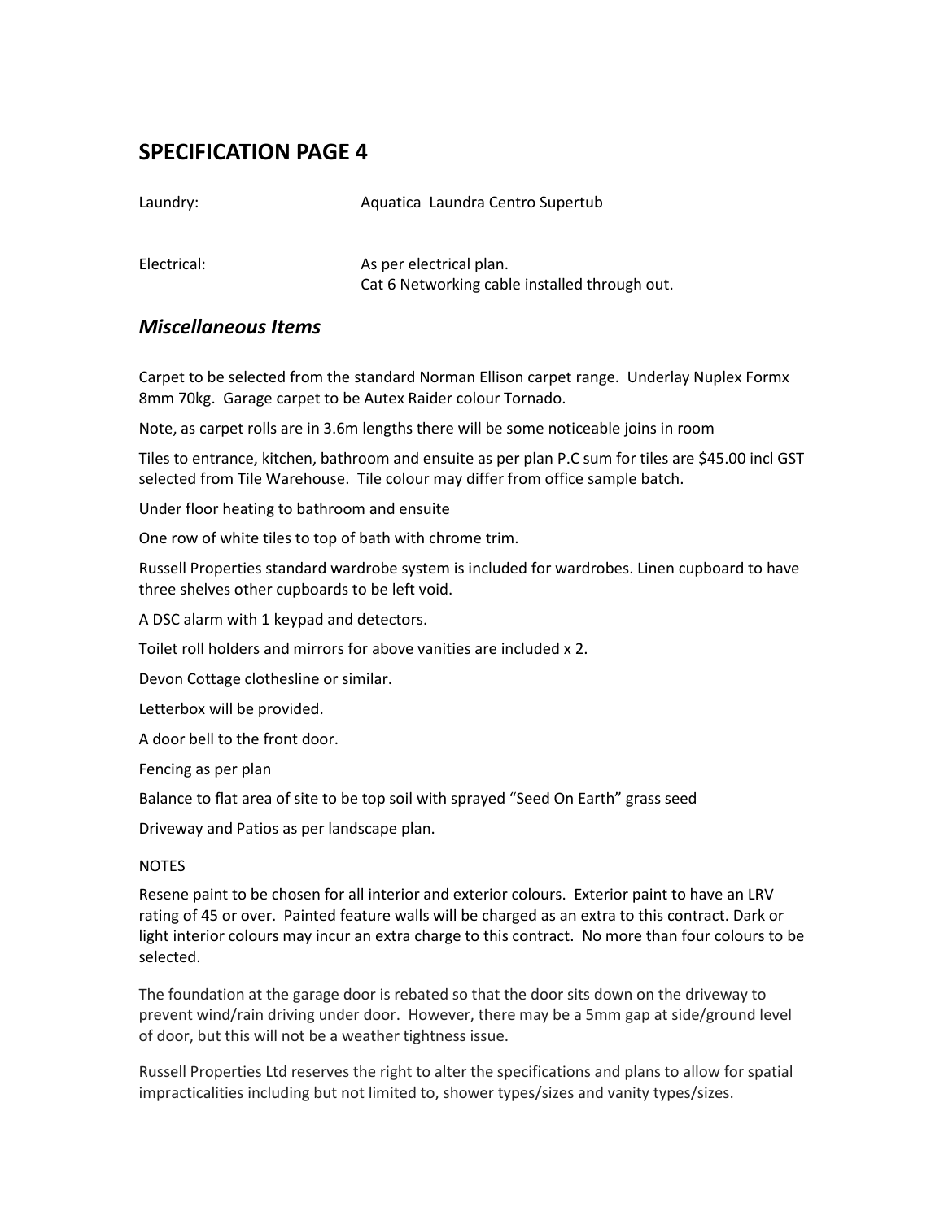## SPECIFICATION PAGE 4

| | |
|---|---|
| Laundry: | Aquatica Laundra Centro Supertub |
| Electrical: | As per electrical plan.<br>Cat 6 Networking cable installed through out. |

### *Miscellaneous Items*

Carpet to be selected from the standard Norman Ellison carpet range. Underlay Nuplex Formx 8mm 70kg. Garage carpet to be Autex Raider colour Tornado.

Note, as carpet rolls are in 3.6m lengths there will be some noticeable joins in room

Tiles to entrance, kitchen, bathroom and ensuite as per plan P.C sum for tiles are $45.00 incl GST selected from Tile Warehouse. Tile colour may differ from office sample batch.

Under floor heating to bathroom and ensuite

One row of white tiles to top of bath with chrome trim.

Russell Properties standard wardrobe system is included for wardrobes. Linen cupboard to have three shelves other cupboards to be left void.

A DSC alarm with 1 keypad and detectors.

Toilet roll holders and mirrors for above vanities are included x 2.

Devon Cottage clothesline or similar.

Letterbox will be provided.

A door bell to the front door.

Fencing as per plan

Balance to flat area of site to be top soil with sprayed "Seed On Earth" grass seed

Driveway and Patios as per landscape plan.

NOTES

Resene paint to be chosen for all interior and exterior colours. Exterior paint to have an LRV rating of 45 or over. Painted feature walls will be charged as an extra to this contract. Dark or light interior colours may incur an extra charge to this contract. No more than four colours to be selected.

The foundation at the garage door is rebated so that the door sits down on the driveway to prevent wind/rain driving under door. However, there may be a 5mm gap at side/ground level of door, but this will not be a weather tightness issue.

Russell Properties Ltd reserves the right to alter the specifications and plans to allow for spatial impracticalities including but not limited to, shower types/sizes and vanity types/sizes.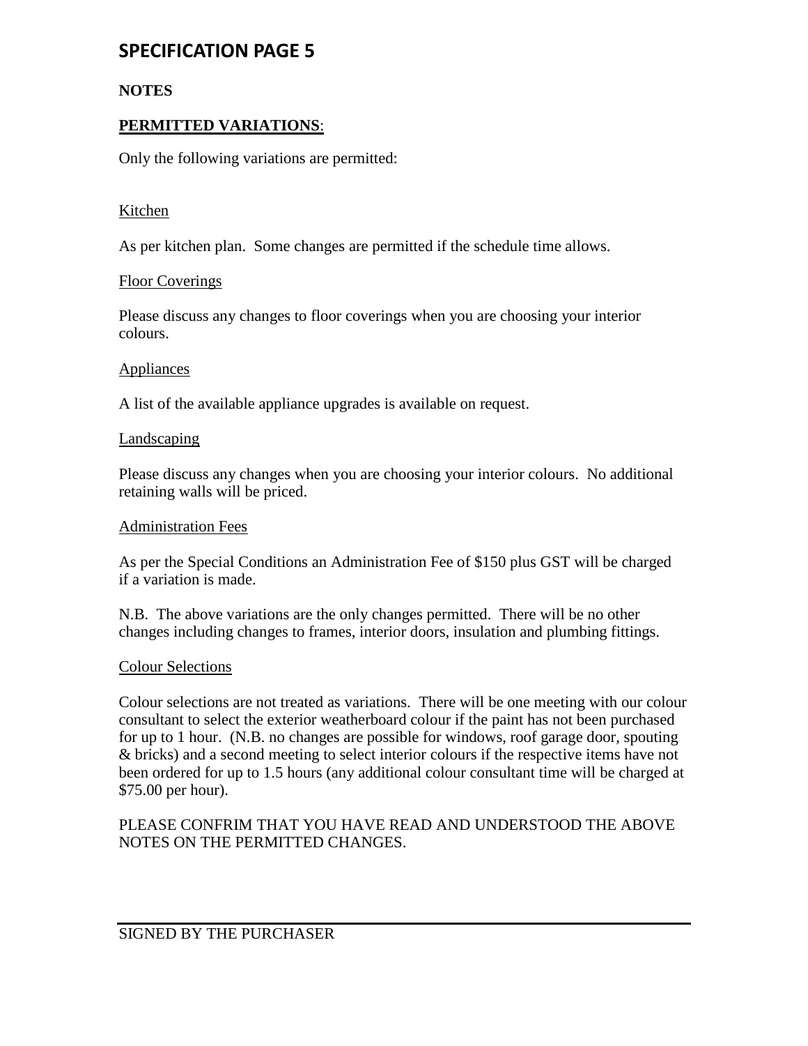# SPECIFICATION PAGE 5

**NOTES**

**PERMITTED VARIATIONS**:

Only the following variations are permitted:

Kitchen

As per kitchen plan. Some changes are permitted if the schedule time allows.

Floor Coverings

Please discuss any changes to floor coverings when you are choosing your interior colours.

Appliances

A list of the available appliance upgrades is available on request.

Landscaping

Please discuss any changes when you are choosing your interior colours. No additional retaining walls will be priced.

Administration Fees

As per the Special Conditions an Administration Fee of $150 plus GST will be charged if a variation is made.

N.B. The above variations are the only changes permitted. There will be no other changes including changes to frames, interior doors, insulation and plumbing fittings.

Colour Selections

Colour selections are not treated as variations. There will be one meeting with our colour consultant to select the exterior weatherboard colour if the paint has not been purchased for up to 1 hour. (N.B. no changes are possible for windows, roof garage door, spouting & bricks) and a second meeting to select interior colours if the respective items have not been ordered for up to 1.5 hours (any additional colour consultant time will be charged at $75.00 per hour).

PLEASE CONFRIM THAT YOU HAVE READ AND UNDERSTOOD THE ABOVE NOTES ON THE PERMITTED CHANGES.

SIGNED BY THE PURCHASER